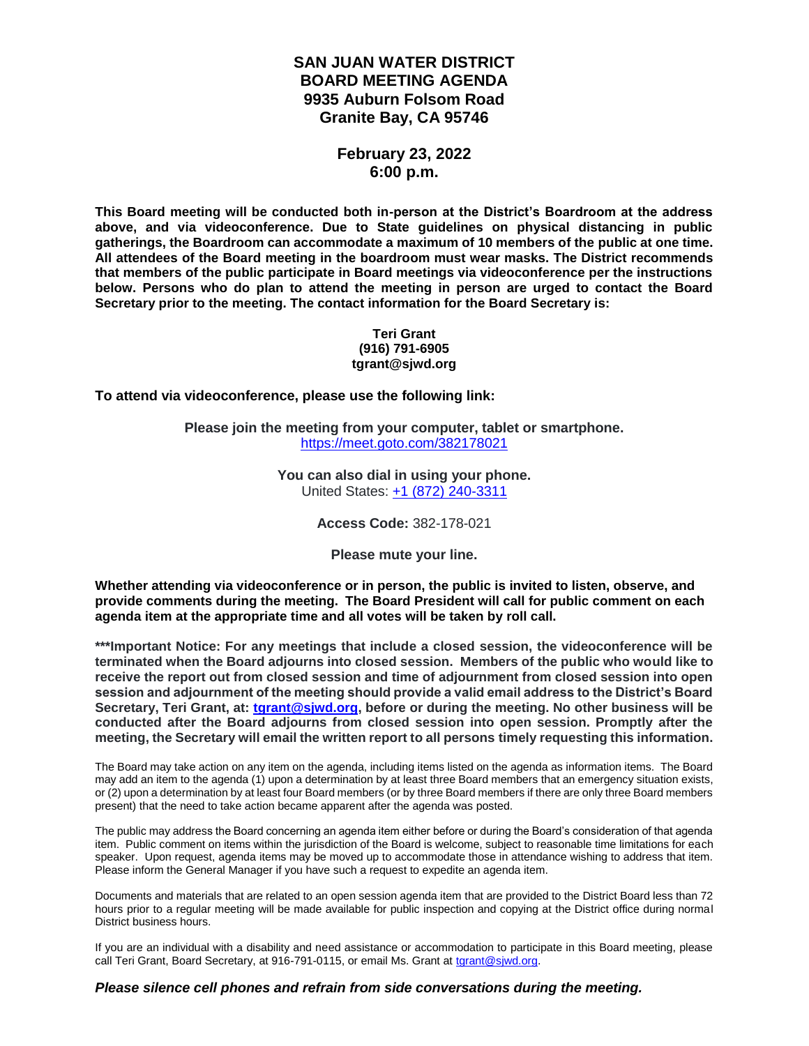# SAN JUAN WATER DISTRICT
# BOARD MEETING AGENDA
## 9935 Auburn Folsom Road
## Granite Bay, CA 95746

## February 23, 2022
## 6:00 p.m.

**This Board meeting will be conducted both in-person at the District's Boardroom at the address above, and via videoconference. Due to State guidelines on physical distancing in public gatherings, the Boardroom can accommodate a maximum of 10 members of the public at one time. All attendees of the Board meeting in the boardroom must wear masks. The District recommends that members of the public participate in Board meetings via videoconference per the instructions below. Persons who do plan to attend the meeting in person are urged to contact the Board Secretary prior to the meeting. The contact information for the Board Secretary is:**

**Teri Grant**
**(916) 791-6905**
**tgrant@sjwd.org**

**To attend via videoconference, please use the following link:**

**Please join the meeting from your computer, tablet or smartphone.**
https://meet.goto.com/382178021

**You can also dial in using your phone.**
United States: +1 (872) 240-3311

**Access Code:** 382-178-021

**Please mute your line.**

**Whether attending via videoconference or in person, the public is invited to listen, observe, and provide comments during the meeting. The Board President will call for public comment on each agenda item at the appropriate time and all votes will be taken by roll call.**

**\*\*\*Important Notice: For any meetings that include a closed session, the videoconference will be terminated when the Board adjourns into closed session. Members of the public who would like to receive the report out from closed session and time of adjournment from closed session into open session and adjournment of the meeting should provide a valid email address to the District's Board Secretary, Teri Grant, at: tgrant@sjwd.org, before or during the meeting. No other business will be conducted after the Board adjourns from closed session into open session. Promptly after the meeting, the Secretary will email the written report to all persons timely requesting this information.**

The Board may take action on any item on the agenda, including items listed on the agenda as information items. The Board may add an item to the agenda (1) upon a determination by at least three Board members that an emergency situation exists, or (2) upon a determination by at least four Board members (or by three Board members if there are only three Board members present) that the need to take action became apparent after the agenda was posted.

The public may address the Board concerning an agenda item either before or during the Board's consideration of that agenda item. Public comment on items within the jurisdiction of the Board is welcome, subject to reasonable time limitations for each speaker. Upon request, agenda items may be moved up to accommodate those in attendance wishing to address that item. Please inform the General Manager if you have such a request to expedite an agenda item.

Documents and materials that are related to an open session agenda item that are provided to the District Board less than 72 hours prior to a regular meeting will be made available for public inspection and copying at the District office during normal District business hours.

If you are an individual with a disability and need assistance or accommodation to participate in this Board meeting, please call Teri Grant, Board Secretary, at 916-791-0115, or email Ms. Grant at tgrant@sjwd.org.

***Please silence cell phones and refrain from side conversations during the meeting.***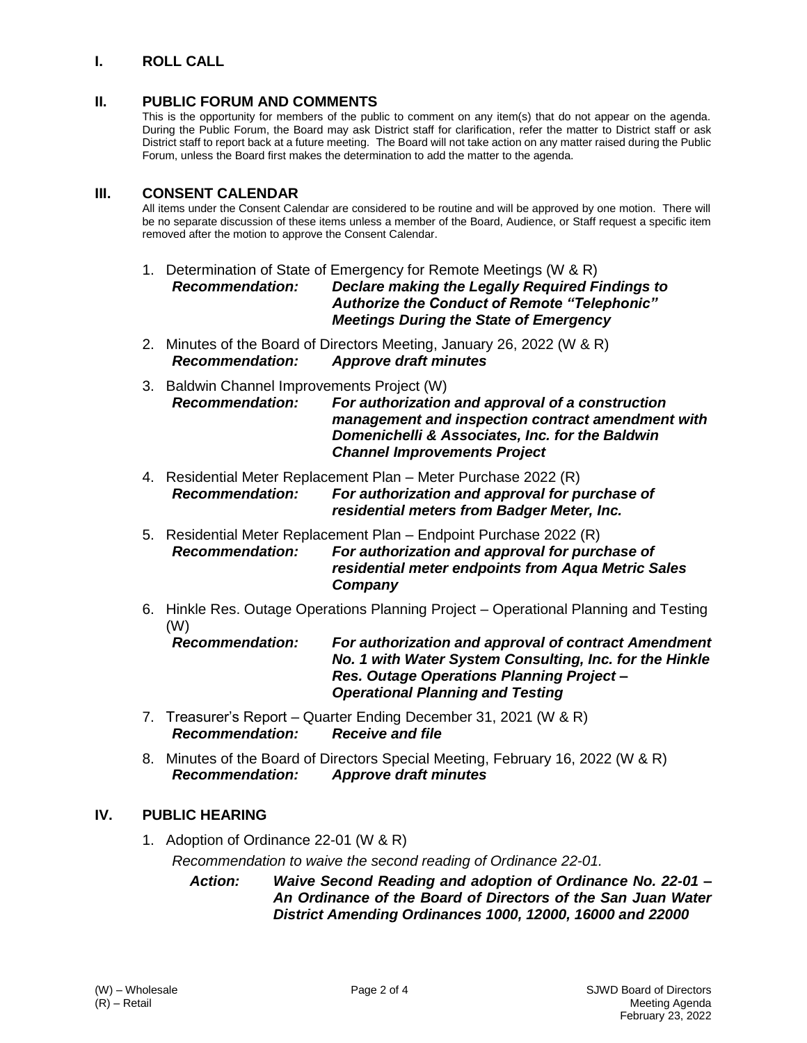## I. ROLL CALL

## II. PUBLIC FORUM AND COMMENTS

This is the opportunity for members of the public to comment on any item(s) that do not appear on the agenda. During the Public Forum, the Board may ask District staff for clarification, refer the matter to District staff or ask District staff to report back at a future meeting. The Board will not take action on any matter raised during the Public Forum, unless the Board first makes the determination to add the matter to the agenda.

## III. CONSENT CALENDAR

All items under the Consent Calendar are considered to be routine and will be approved by one motion. There will be no separate discussion of these items unless a member of the Board, Audience, or Staff request a specific item removed after the motion to approve the Consent Calendar.

1. Determination of State of Emergency for Remote Meetings (W & R)
   ***Recommendation:*** ***Declare making the Legally Required Findings to Authorize the Conduct of Remote "Telephonic" Meetings During the State of Emergency***

2. Minutes of the Board of Directors Meeting, January 26, 2022 (W & R)
   ***Recommendation:*** ***Approve draft minutes***

3. Baldwin Channel Improvements Project (W)
   ***Recommendation:*** ***For authorization and approval of a construction management and inspection contract amendment with Domenichelli & Associates, Inc. for the Baldwin Channel Improvements Project***

4. Residential Meter Replacement Plan – Meter Purchase 2022 (R)
   ***Recommendation:*** ***For authorization and approval for purchase of residential meters from Badger Meter, Inc.***

5. Residential Meter Replacement Plan – Endpoint Purchase 2022 (R)
   ***Recommendation:*** ***For authorization and approval for purchase of residential meter endpoints from Aqua Metric Sales Company***

6. Hinkle Res. Outage Operations Planning Project – Operational Planning and Testing (W)
   ***Recommendation:*** ***For authorization and approval of contract Amendment No. 1 with Water System Consulting, Inc. for the Hinkle Res. Outage Operations Planning Project – Operational Planning and Testing***

7. Treasurer's Report – Quarter Ending December 31, 2021 (W & R)
   ***Recommendation:*** ***Receive and file***

8. Minutes of the Board of Directors Special Meeting, February 16, 2022 (W & R)
   ***Recommendation:*** ***Approve draft minutes***

## IV. PUBLIC HEARING

1. Adoption of Ordinance 22-01 (W & R)

   *Recommendation to waive the second reading of Ordinance 22-01.*

   ***Action:*** ***Waive Second Reading and adoption of Ordinance No. 22-01 – An Ordinance of the Board of Directors of the San Juan Water District Amending Ordinances 1000, 12000, 16000 and 22000***

(W) – Wholesale
(R) – Retail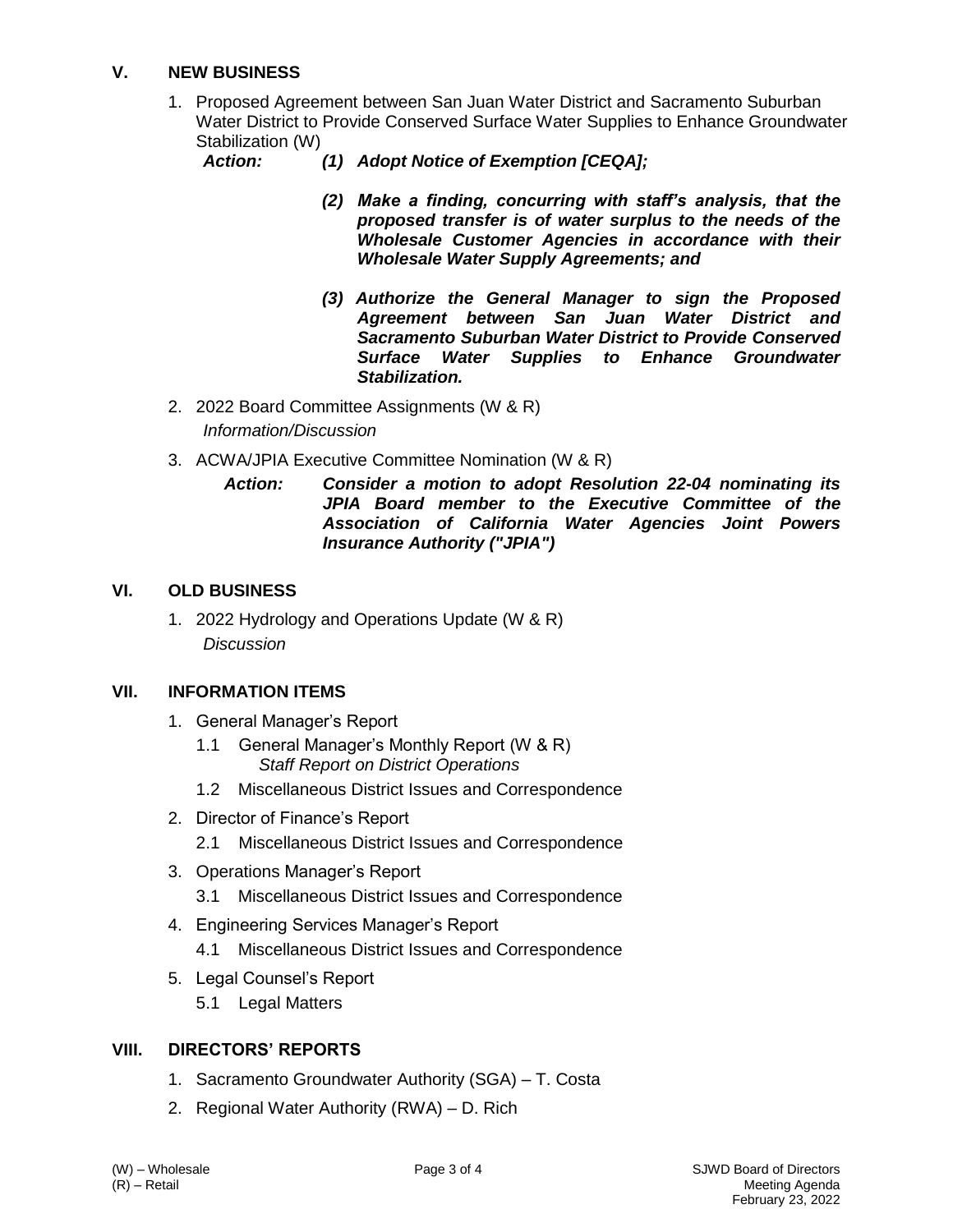## V. NEW BUSINESS

1. Proposed Agreement between San Juan Water District and Sacramento Suburban Water District to Provide Conserved Surface Water Supplies to Enhance Groundwater Stabilization (W)

   ***Action:*** ***(1) Adopt Notice of Exemption [CEQA];***

   ***(2) Make a finding, concurring with staff's analysis, that the proposed transfer is of water surplus to the needs of the Wholesale Customer Agencies in accordance with their Wholesale Water Supply Agreements; and***

   ***(3) Authorize the General Manager to sign the Proposed Agreement between San Juan Water District and Sacramento Suburban Water District to Provide Conserved Surface Water Supplies to Enhance Groundwater Stabilization.***

2. 2022 Board Committee Assignments (W & R)

   *Information/Discussion*

3. ACWA/JPIA Executive Committee Nomination (W & R)

   ***Action:*** ***Consider a motion to adopt Resolution 22-04 nominating its JPIA Board member to the Executive Committee of the Association of California Water Agencies Joint Powers Insurance Authority ("JPIA")***

## VI. OLD BUSINESS

1. 2022 Hydrology and Operations Update (W & R)

   *Discussion*

## VII. INFORMATION ITEMS

1. General Manager's Report
   - 1.1 General Manager's Monthly Report (W & R)
     *Staff Report on District Operations*
   - 1.2 Miscellaneous District Issues and Correspondence
2. Director of Finance's Report
   - 2.1 Miscellaneous District Issues and Correspondence
3. Operations Manager's Report
   - 3.1 Miscellaneous District Issues and Correspondence
4. Engineering Services Manager's Report
   - 4.1 Miscellaneous District Issues and Correspondence
5. Legal Counsel's Report
   - 5.1 Legal Matters

## VIII. DIRECTORS' REPORTS

1. Sacramento Groundwater Authority (SGA) – T. Costa
2. Regional Water Authority (RWA) – D. Rich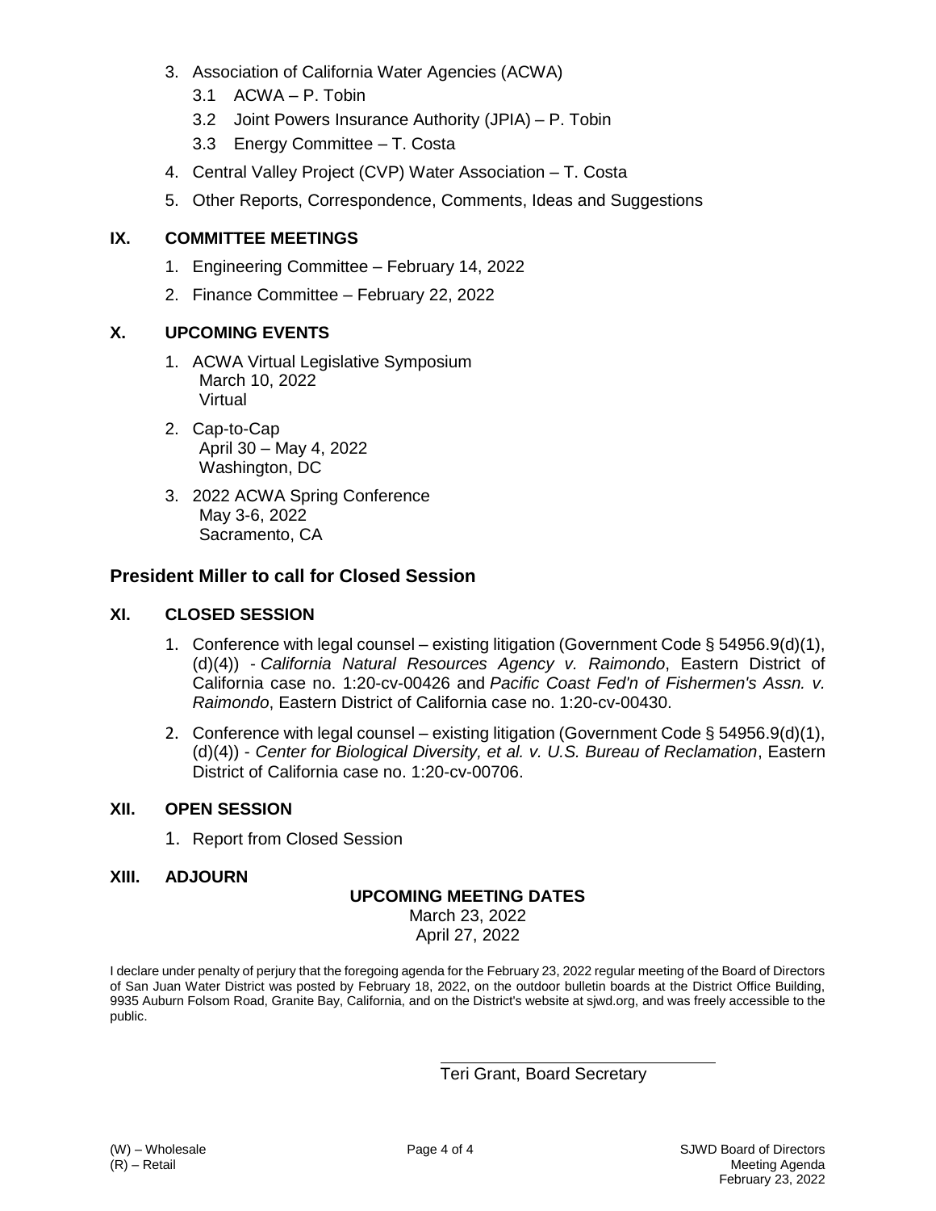3. Association of California Water Agencies (ACWA)
    - 3.1 ACWA – P. Tobin
    - 3.2 Joint Powers Insurance Authority (JPIA) – P. Tobin
    - 3.3 Energy Committee – T. Costa
4. Central Valley Project (CVP) Water Association – T. Costa
5. Other Reports, Correspondence, Comments, Ideas and Suggestions

## IX. COMMITTEE MEETINGS

1. Engineering Committee – February 14, 2022
2. Finance Committee – February 22, 2022

## X. UPCOMING EVENTS

1. ACWA Virtual Legislative Symposium
   March 10, 2022
   Virtual
2. Cap-to-Cap
   April 30 – May 4, 2022
   Washington, DC
3. 2022 ACWA Spring Conference
   May 3-6, 2022
   Sacramento, CA

## President Miller to call for Closed Session

## XI. CLOSED SESSION

1. Conference with legal counsel – existing litigation (Government Code § 54956.9(d)(1), (d)(4)) - *California Natural Resources Agency v. Raimondo*, Eastern District of California case no. 1:20-cv-00426 and *Pacific Coast Fed'n of Fishermen's Assn. v. Raimondo*, Eastern District of California case no. 1:20-cv-00430.
2. Conference with legal counsel – existing litigation (Government Code § 54956.9(d)(1), (d)(4)) - *Center for Biological Diversity, et al. v. U.S. Bureau of Reclamation*, Eastern District of California case no. 1:20-cv-00706.

## XII. OPEN SESSION

1. Report from Closed Session

## XIII. ADJOURN

**UPCOMING MEETING DATES**

March 23, 2022
April 27, 2022

I declare under penalty of perjury that the foregoing agenda for the February 23, 2022 regular meeting of the Board of Directors of San Juan Water District was posted by February 18, 2022, on the outdoor bulletin boards at the District Office Building, 9935 Auburn Folsom Road, Granite Bay, California, and on the District's website at sjwd.org, and was freely accessible to the public.

_______________________________
Teri Grant, Board Secretary

(W) – Wholesale
(R) – Retail